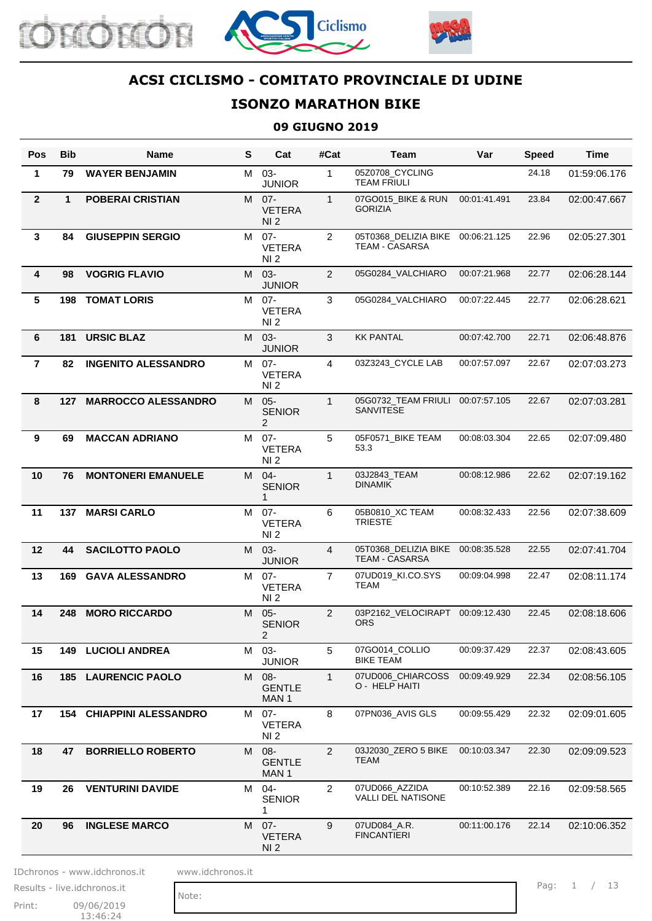# ACSI CICLISMO - COMITATO PROVINCIALE DI UDINE

## ISONZO MARATHON BIKE

### 09 GIUGNO 2019

| Pos | Bib | Name | S | Cat | #Cat | Team | Var | Speed | Time |
|---|---|---|---|---|---|---|---|---|---|
| 1 | 79 | WAYER BENJAMIN | M | 03-JUNIOR | 1 | 05Z0708_CYCLING TEAM FRIULI | | 24.18 | 01:59:06.176 |
| 2 | 1 | POBERAI CRISTIAN | M | 07-VETERANI 2 | 1 | 07GO015_BIKE & RUN GORIZIA | 00:01:41.491 | 23.84 | 02:00:47.667 |
| 3 | 84 | GIUSEPPIN SERGIO | M | 07-VETERANI 2 | 2 | 05T0368_DELIZIA BIKE TEAM - CASARSA | 00:06:21.125 | 22.96 | 02:05:27.301 |
| 4 | 98 | VOGRIG FLAVIO | M | 03-JUNIOR | 2 | 05G0284_VALCHIARO | 00:07:21.968 | 22.77 | 02:06:28.144 |
| 5 | 198 | TOMAT LORIS | M | 07-VETERANI 2 | 3 | 05G0284_VALCHIARO | 00:07:22.445 | 22.77 | 02:06:28.621 |
| 6 | 181 | URSIC BLAZ | M | 03-JUNIOR | 3 | KK PANTAL | 00:07:42.700 | 22.71 | 02:06:48.876 |
| 7 | 82 | INGENITO ALESSANDRO | M | 07-VETERANI 2 | 4 | 03Z3243_CYCLE LAB | 00:07:57.097 | 22.67 | 02:07:03.273 |
| 8 | 127 | MARROCCO ALESSANDRO | M | 05-SENIOR 2 | 1 | 05G0732_TEAM FRIULI SANVITESE | 00:07:57.105 | 22.67 | 02:07:03.281 |
| 9 | 69 | MACCAN ADRIANO | M | 07-VETERANI 2 | 5 | 05F0571_BIKE TEAM 53.3 | 00:08:03.304 | 22.65 | 02:07:09.480 |
| 10 | 76 | MONTONERI EMANUELE | M | 04-SENIOR 1 | 1 | 03J2843_TEAM DINAMIK | 00:08:12.986 | 22.62 | 02:07:19.162 |
| 11 | 137 | MARSI CARLO | M | 07-VETERANI 2 | 6 | 05B0810_XC TEAM TRIESTE | 00:08:32.433 | 22.56 | 02:07:38.609 |
| 12 | 44 | SACILOTTO PAOLO | M | 03-JUNIOR | 4 | 05T0368_DELIZIA BIKE TEAM - CASARSA | 00:08:35.528 | 22.55 | 02:07:41.704 |
| 13 | 169 | GAVA ALESSANDRO | M | 07-VETERANI 2 | 7 | 07UD019_KI.CO.SYS TEAM | 00:09:04.998 | 22.47 | 02:08:11.174 |
| 14 | 248 | MORO RICCARDO | M | 05-SENIOR 2 | 2 | 03P2162_VELOCIRAPTORS | 00:09:12.430 | 22.45 | 02:08:18.606 |
| 15 | 149 | LUCIOLI ANDREA | M | 03-JUNIOR | 5 | 07GO014_COLLIO BIKE TEAM | 00:09:37.429 | 22.37 | 02:08:43.605 |
| 16 | 185 | LAURENCIC PAOLO | M | 08-GENTLEMAN 1 | 1 | 07UD006_CHIARCOSSO - HELP HAITI | 00:09:49.929 | 22.34 | 02:08:56.105 |
| 17 | 154 | CHIAPPINI ALESSANDRO | M | 07-VETERANI 2 | 8 | 07PN036_AVIS GLS | 00:09:55.429 | 22.32 | 02:09:01.605 |
| 18 | 47 | BORRIELLO ROBERTO | M | 08-GENTLEMAN 1 | 2 | 03J2030_ZERO 5 BIKE TEAM | 00:10:03.347 | 22.30 | 02:09:09.523 |
| 19 | 26 | VENTURINI DAVIDE | M | 04-SENIOR 1 | 2 | 07UD066_AZZIDA VALLI DEL NATISONE | 00:10:52.389 | 22.16 | 02:09:58.565 |
| 20 | 96 | INGLESE MARCO | M | 07-VETERANI 2 | 9 | 07UD084_A.R. FINCANTIERI | 00:11:00.176 | 22.14 | 02:10:06.352 |

IDchronos - www.idchronos.it    www.idchronos.it
Results - live.idchronos.it
Print: 09/06/2019 13:46:24
Note: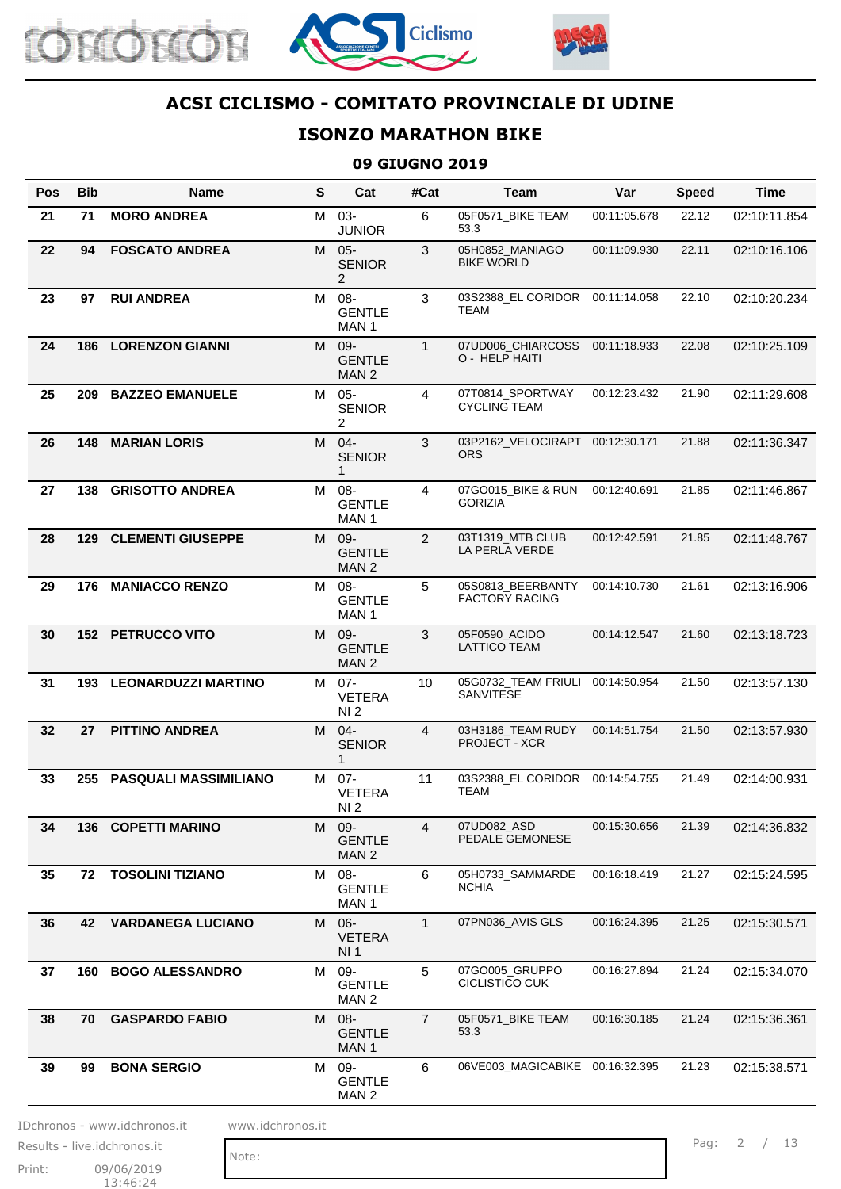## ACSI CICLISMO - COMITATO PROVINCIALE DI UDINE

## ISONZO MARATHON BIKE

### 09 GIUGNO 2019

| Pos | Bib | Name | S | Cat | #Cat | Team | Var | Speed | Time |
|---|---|---|---|---|---|---|---|---|---|
| 21 | 71 | MORO ANDREA | M | 03-JUNIOR | 6 | 05F0571_BIKE TEAM 53.3 | 00:11:05.678 | 22.12 | 02:10:11.854 |
| 22 | 94 | FOSCATO ANDREA | M | 05-SENIOR 2 | 3 | 05H0852_MANIAGO BIKE WORLD | 00:11:09.930 | 22.11 | 02:10:16.106 |
| 23 | 97 | RUI ANDREA | M | 08-GENTLEMAN 1 | 3 | 03S2388_EL CORIDOR TEAM | 00:11:14.058 | 22.10 | 02:10:20.234 |
| 24 | 186 | LORENZON GIANNI | M | 09-GENTLEMAN 2 | 1 | 07UD006_CHIARCOSSO - HELP HAITI | 00:11:18.933 | 22.08 | 02:10:25.109 |
| 25 | 209 | BAZZEO EMANUELE | M | 05-SENIOR 2 | 4 | 07T0814_SPORTWAY CYCLING TEAM | 00:12:23.432 | 21.90 | 02:11:29.608 |
| 26 | 148 | MARIAN LORIS | M | 04-SENIOR 1 | 3 | 03P2162_VELOCIRAPTORS | 00:12:30.171 | 21.88 | 02:11:36.347 |
| 27 | 138 | GRISOTTO ANDREA | M | 08-GENTLEMAN 1 | 4 | 07GO015_BIKE & RUN GORIZIA | 00:12:40.691 | 21.85 | 02:11:46.867 |
| 28 | 129 | CLEMENTI GIUSEPPE | M | 09-GENTLEMAN 2 | 2 | 03T1319_MTB CLUB LA PERLA VERDE | 00:12:42.591 | 21.85 | 02:11:48.767 |
| 29 | 176 | MANIACCO RENZO | M | 08-GENTLEMAN 1 | 5 | 05S0813_BEERBANTY FACTORY RACING | 00:14:10.730 | 21.61 | 02:13:16.906 |
| 30 | 152 | PETRUCCO VITO | M | 09-GENTLEMAN 2 | 3 | 05F0590_ACIDO LATTICO TEAM | 00:14:12.547 | 21.60 | 02:13:18.723 |
| 31 | 193 | LEONARDUZZI MARTINO | M | 07-VETERANI 2 | 10 | 05G0732_TEAM FRIULI SANVITESE | 00:14:50.954 | 21.50 | 02:13:57.130 |
| 32 | 27 | PITTINO ANDREA | M | 04-SENIOR 1 | 4 | 03H3186_TEAM RUDY PROJECT - XCR | 00:14:51.754 | 21.50 | 02:13:57.930 |
| 33 | 255 | PASQUALI MASSIMILIANO | M | 07-VETERANI 2 | 11 | 03S2388_EL CORIDOR TEAM | 00:14:54.755 | 21.49 | 02:14:00.931 |
| 34 | 136 | COPETTI MARINO | M | 09-GENTLEMAN 2 | 4 | 07UD082_ASD PEDALE GEMONESE | 00:15:30.656 | 21.39 | 02:14:36.832 |
| 35 | 72 | TOSOLINI TIZIANO | M | 08-GENTLEMAN 1 | 6 | 05H0733_SAMMARDENCHIA | 00:16:18.419 | 21.27 | 02:15:24.595 |
| 36 | 42 | VARDANEGA LUCIANO | M | 06-VETERANI 1 | 1 | 07PN036_AVIS GLS | 00:16:24.395 | 21.25 | 02:15:30.571 |
| 37 | 160 | BOGO ALESSANDRO | M | 09-GENTLEMAN 2 | 5 | 07GO005_GRUPPO CICLISTICO CUK | 00:16:27.894 | 21.24 | 02:15:34.070 |
| 38 | 70 | GASPARDO FABIO | M | 08-GENTLEMAN 1 | 7 | 05F0571_BIKE TEAM 53.3 | 00:16:30.185 | 21.24 | 02:15:36.361 |
| 39 | 99 | BONA SERGIO | M | 09-GENTLEMAN 2 | 6 | 06VE003_MAGICABIKE | 00:16:32.395 | 21.23 | 02:15:38.571 |

IDchronos - www.idchronos.it www.idchronos.it
Results - live.idchronos.it
Print: 09/06/2019 13:46:24

Note: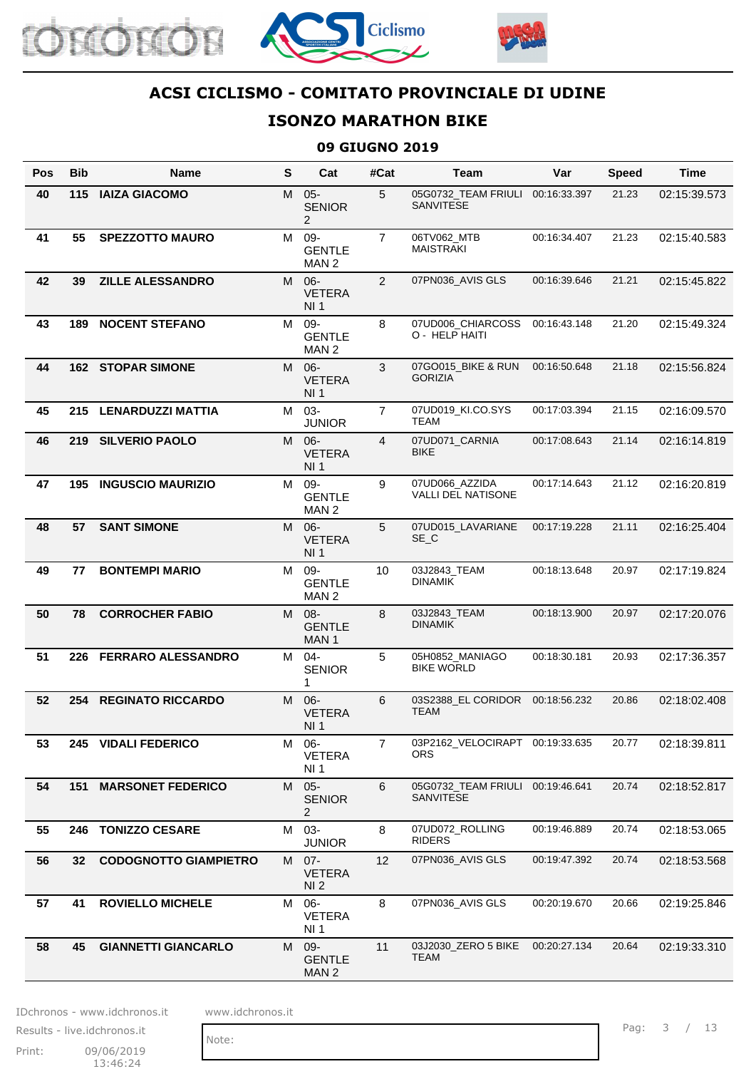# ACSI CICLISMO - COMITATO PROVINCIALE DI UDINE

## ISONZO MARATHON BIKE

### 09 GIUGNO 2019

| Pos | Bib | Name | S | Cat | #Cat | Team | Var | Speed | Time |
|---|---|---|---|---|---|---|---|---|---|
| 40 | 115 | IAIZA GIACOMO | M | 05-SENIOR 2 | 5 | 05G0732_TEAM FRIULI SANVITESE | 00:16:33.397 | 21.23 | 02:15:39.573 |
| 41 | 55 | SPEZZOTTO MAURO | M | 09-GENTLEMAN 2 | 7 | 06TV062_MTB MAISTRAKI | 00:16:34.407 | 21.23 | 02:15:40.583 |
| 42 | 39 | ZILLE ALESSANDRO | M | 06-VETERANI 1 | 2 | 07PN036_AVIS GLS | 00:16:39.646 | 21.21 | 02:15:45.822 |
| 43 | 189 | NOCENT STEFANO | M | 09-GENTLEMAN 2 | 8 | 07UD006_CHIARCOSSO - HELP HAITI | 00:16:43.148 | 21.20 | 02:15:49.324 |
| 44 | 162 | STOPAR SIMONE | M | 06-VETERANI 1 | 3 | 07GO015_BIKE & RUN GORIZIA | 00:16:50.648 | 21.18 | 02:15:56.824 |
| 45 | 215 | LENARDUZZI MATTIA | M | 03-JUNIOR | 7 | 07UD019_KI.CO.SYS TEAM | 00:17:03.394 | 21.15 | 02:16:09.570 |
| 46 | 219 | SILVERIO PAOLO | M | 06-VETERANI 1 | 4 | 07UD071_CARNIA BIKE | 00:17:08.643 | 21.14 | 02:16:14.819 |
| 47 | 195 | INGUSCIO MAURIZIO | M | 09-GENTLEMAN 2 | 9 | 07UD066_AZZIDA VALLI DEL NATISONE | 00:17:14.643 | 21.12 | 02:16:20.819 |
| 48 | 57 | SANT SIMONE | M | 06-VETERANI 1 | 5 | 07UD015_LAVARIANESE_C | 00:17:19.228 | 21.11 | 02:16:25.404 |
| 49 | 77 | BONTEMPI MARIO | M | 09-GENTLEMAN 2 | 10 | 03J2843_TEAM DINAMIK | 00:18:13.648 | 20.97 | 02:17:19.824 |
| 50 | 78 | CORROCHER FABIO | M | 08-GENTLEMAN 1 | 8 | 03J2843_TEAM DINAMIK | 00:18:13.900 | 20.97 | 02:17:20.076 |
| 51 | 226 | FERRARO ALESSANDRO | M | 04-SENIOR 1 | 5 | 05H0852_MANIAGO BIKE WORLD | 00:18:30.181 | 20.93 | 02:17:36.357 |
| 52 | 254 | REGINATO RICCARDO | M | 06-VETERANI 1 | 6 | 03S2388_EL CORIDOR TEAM | 00:18:56.232 | 20.86 | 02:18:02.408 |
| 53 | 245 | VIDALI FEDERICO | M | 06-VETERANI 1 | 7 | 03P2162_VELOCIRAPTORS | 00:19:33.635 | 20.77 | 02:18:39.811 |
| 54 | 151 | MARSONET FEDERICO | M | 05-SENIOR 2 | 6 | 05G0732_TEAM FRIULI SANVITESE | 00:19:46.641 | 20.74 | 02:18:52.817 |
| 55 | 246 | TONIZZO CESARE | M | 03-JUNIOR | 8 | 07UD072_ROLLING RIDERS | 00:19:46.889 | 20.74 | 02:18:53.065 |
| 56 | 32 | CODOGNOTTO GIAMPIETRO | M | 07-VETERANI 2 | 12 | 07PN036_AVIS GLS | 00:19:47.392 | 20.74 | 02:18:53.568 |
| 57 | 41 | ROVIELLO MICHELE | M | 06-VETERANI 1 | 8 | 07PN036_AVIS GLS | 00:20:19.670 | 20.66 | 02:19:25.846 |
| 58 | 45 | GIANNETTI GIANCARLO | M | 09-GENTLEMAN 2 | 11 | 03J2030_ZERO 5 BIKE TEAM | 00:20:27.134 | 20.64 | 02:19:33.310 |

IDchronos - www.idchronos.it
Results - live.idchronos.it
Print: 09/06/2019 13:46:24

www.idchronos.it

Note: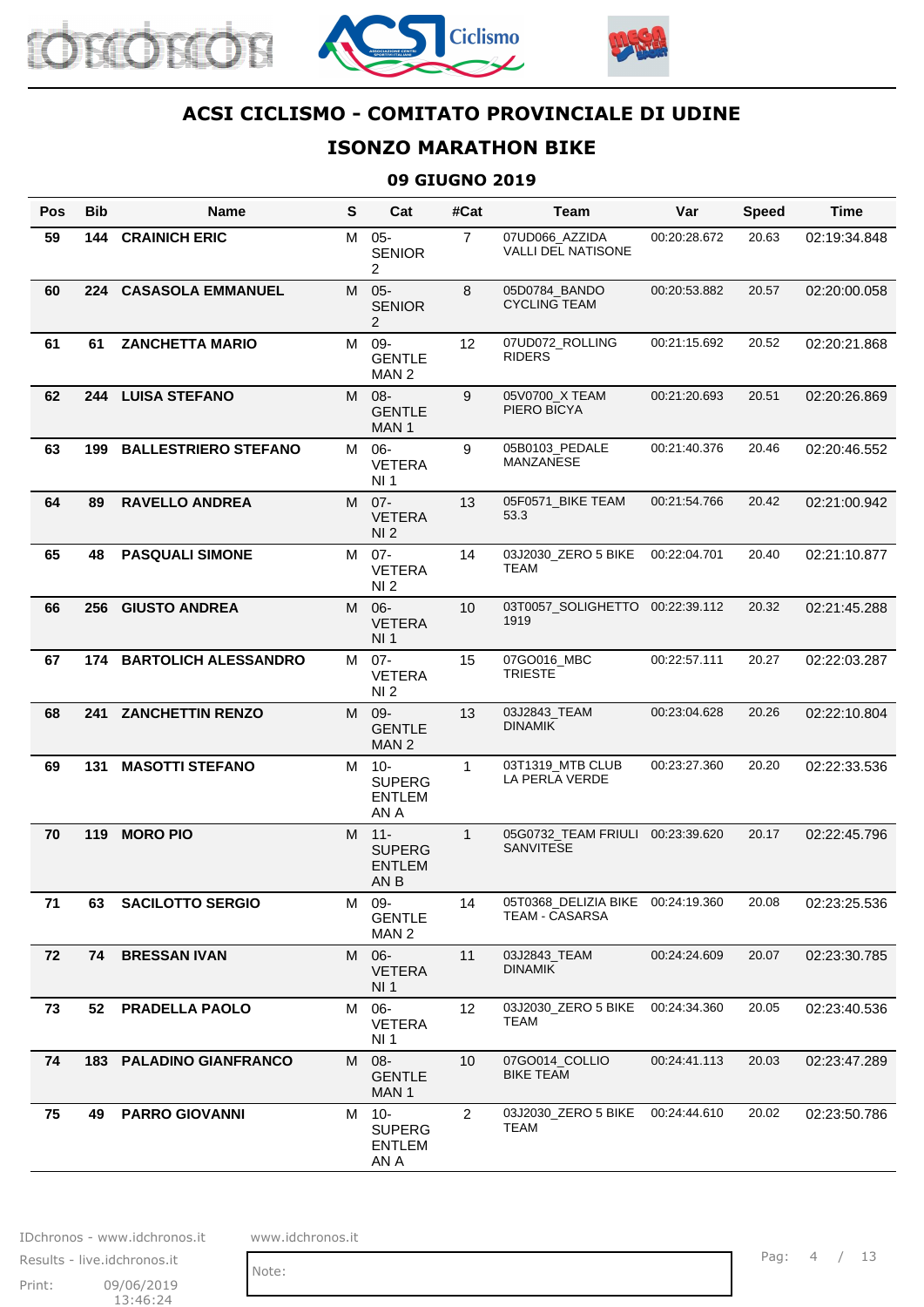# ACSI CICLISMO - COMITATO PROVINCIALE DI UDINE

## ISONZO MARATHON BIKE

### 09 GIUGNO 2019

| Pos | Bib | Name | S | Cat | #Cat | Team | Var | Speed | Time |
|---|---|---|---|---|---|---|---|---|---|
| 59 | 144 | CRAINICH ERIC | M | 05-SENIOR 2 | 7 | 07UD066_AZZIDA VALLI DEL NATISONE | 00:20:28.672 | 20.63 | 02:19:34.848 |
| 60 | 224 | CASASOLA EMMANUEL | M | 05-SENIOR 2 | 8 | 05D0784_BANDO CYCLING TEAM | 00:20:53.882 | 20.57 | 02:20:00.058 |
| 61 | 61 | ZANCHETTA MARIO | M | 09-GENTLEMAN 2 | 12 | 07UD072_ROLLING RIDERS | 00:21:15.692 | 20.52 | 02:20:21.868 |
| 62 | 244 | LUISA STEFANO | M | 08-GENTLEMAN 1 | 9 | 05V0700_X TEAM PIERO BICYA | 00:21:20.693 | 20.51 | 02:20:26.869 |
| 63 | 199 | BALLESTRIERO STEFANO | M | 06-VETERANI 1 | 9 | 05B0103_PEDALE MANZANESE | 00:21:40.376 | 20.46 | 02:20:46.552 |
| 64 | 89 | RAVELLO ANDREA | M | 07-VETERANI 2 | 13 | 05F0571_BIKE TEAM 53.3 | 00:21:54.766 | 20.42 | 02:21:00.942 |
| 65 | 48 | PASQUALI SIMONE | M | 07-VETERANI 2 | 14 | 03J2030_ZERO 5 BIKE TEAM | 00:22:04.701 | 20.40 | 02:21:10.877 |
| 66 | 256 | GIUSTO ANDREA | M | 06-VETERANI 1 | 10 | 03T0057_SOLIGHETTO 1919 | 00:22:39.112 | 20.32 | 02:21:45.288 |
| 67 | 174 | BARTOLICH ALESSANDRO | M | 07-VETERANI 2 | 15 | 07GO016_MBC TRIESTE | 00:22:57.111 | 20.27 | 02:22:03.287 |
| 68 | 241 | ZANCHETTIN RENZO | M | 09-GENTLEMAN 2 | 13 | 03J2843_TEAM DINAMIK | 00:23:04.628 | 20.26 | 02:22:10.804 |
| 69 | 131 | MASOTTI STEFANO | M | 10-SUPERGENTLEMAN A | 1 | 03T1319_MTB CLUB LA PERLA VERDE | 00:23:27.360 | 20.20 | 02:22:33.536 |
| 70 | 119 | MORO PIO | M | 11-SUPERGENTLEMAN B | 1 | 05G0732_TEAM FRIULI SANVITESE | 00:23:39.620 | 20.17 | 02:22:45.796 |
| 71 | 63 | SACILOTTO SERGIO | M | 09-GENTLEMAN 2 | 14 | 05T0368_DELIZIA BIKE TEAM - CASARSA | 00:24:19.360 | 20.08 | 02:23:25.536 |
| 72 | 74 | BRESSAN IVAN | M | 06-VETERANI 1 | 11 | 03J2843_TEAM DINAMIK | 00:24:24.609 | 20.07 | 02:23:30.785 |
| 73 | 52 | PRADELLA PAOLO | M | 06-VETERANI 1 | 12 | 03J2030_ZERO 5 BIKE TEAM | 00:24:34.360 | 20.05 | 02:23:40.536 |
| 74 | 183 | PALADINO GIANFRANCO | M | 08-GENTLEMAN 1 | 10 | 07GO014_COLLIO BIKE TEAM | 00:24:41.113 | 20.03 | 02:23:47.289 |
| 75 | 49 | PARRO GIOVANNI | M | 10-SUPERGENTLEMAN A | 2 | 03J2030_ZERO 5 BIKE TEAM | 00:24:44.610 | 20.02 | 02:23:50.786 |

IDchronos - www.idchronos.it
Results - live.idchronos.it
Print: 09/06/2019 13:46:24

www.idchronos.it

Note: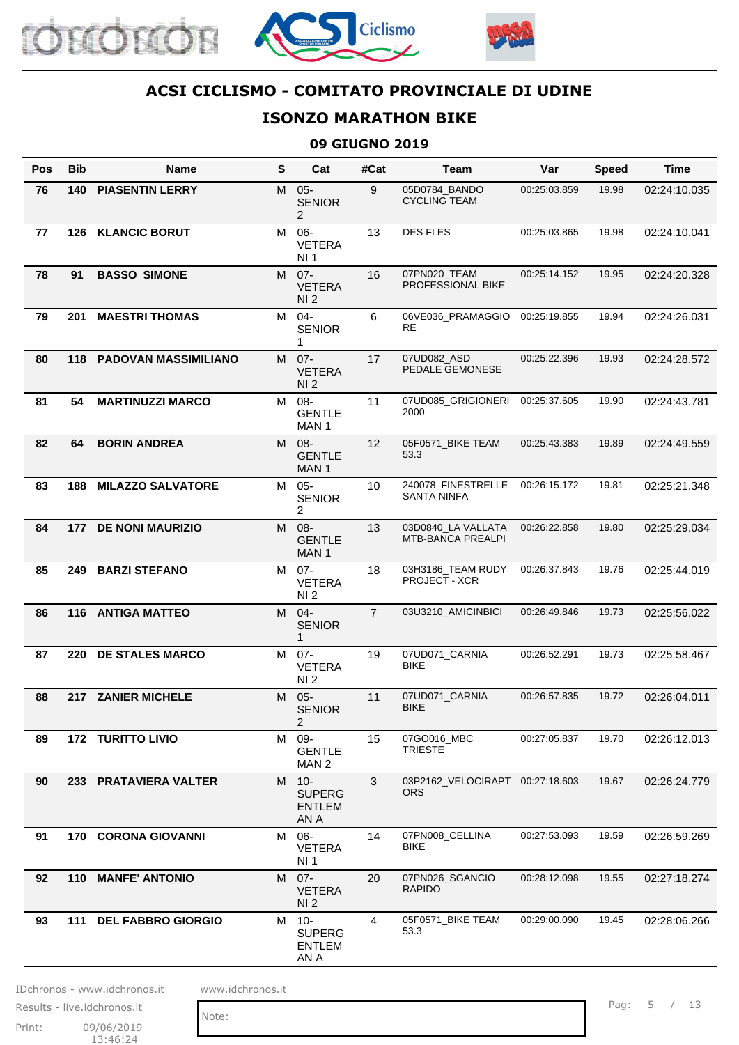# ACSI CICLISMO - COMITATO PROVINCIALE DI UDINE

## ISONZO MARATHON BIKE

### 09 GIUGNO 2019

| Pos | Bib | Name | S | Cat | #Cat | Team | Var | Speed | Time |
|---|---|---|---|---|---|---|---|---|---|
| 76 | 140 | PIASENTIN LERRY | M | 05-SENIOR 2 | 9 | 05D0784_BANDO CYCLING TEAM | 00:25:03.859 | 19.98 | 02:24:10.035 |
| 77 | 126 | KLANCIC BORUT | M | 06-VETERANI 1 | 13 | DES FLES | 00:25:03.865 | 19.98 | 02:24:10.041 |
| 78 | 91 | BASSO SIMONE | M | 07-VETERANI 2 | 16 | 07PN020_TEAM PROFESSIONAL BIKE | 00:25:14.152 | 19.95 | 02:24:20.328 |
| 79 | 201 | MAESTRI THOMAS | M | 04-SENIOR 1 | 6 | 06VE036_PRAMAGGIORE | 00:25:19.855 | 19.94 | 02:24:26.031 |
| 80 | 118 | PADOVAN MASSIMILIANO | M | 07-VETERANI 2 | 17 | 07UD082_ASD PEDALE GEMONESE | 00:25:22.396 | 19.93 | 02:24:28.572 |
| 81 | 54 | MARTINUZZI MARCO | M | 08-GENTLEMAN 1 | 11 | 07UD085_GRIGIONERI 2000 | 00:25:37.605 | 19.90 | 02:24:43.781 |
| 82 | 64 | BORIN ANDREA | M | 08-GENTLEMAN 1 | 12 | 05F0571_BIKE TEAM 53.3 | 00:25:43.383 | 19.89 | 02:24:49.559 |
| 83 | 188 | MILAZZO SALVATORE | M | 05-SENIOR 2 | 10 | 240078_FINESTRELLE SANTA NINFA | 00:26:15.172 | 19.81 | 02:25:21.348 |
| 84 | 177 | DE NONI MAURIZIO | M | 08-GENTLEMAN 1 | 13 | 03D0840_LA VALLATA MTB-BANCA PREALPI | 00:26:22.858 | 19.80 | 02:25:29.034 |
| 85 | 249 | BARZI STEFANO | M | 07-VETERANI 2 | 18 | 03H3186_TEAM RUDY PROJECT - XCR | 00:26:37.843 | 19.76 | 02:25:44.019 |
| 86 | 116 | ANTIGA MATTEO | M | 04-SENIOR 1 | 7 | 03U3210_AMICINBICI | 00:26:49.846 | 19.73 | 02:25:56.022 |
| 87 | 220 | DE STALES MARCO | M | 07-VETERANI 2 | 19 | 07UD071_CARNIA BIKE | 00:26:52.291 | 19.73 | 02:25:58.467 |
| 88 | 217 | ZANIER MICHELE | M | 05-SENIOR 2 | 11 | 07UD071_CARNIA BIKE | 00:26:57.835 | 19.72 | 02:26:04.011 |
| 89 | 172 | TURITTO LIVIO | M | 09-GENTLEMAN 2 | 15 | 07GO016_MBC TRIESTE | 00:27:05.837 | 19.70 | 02:26:12.013 |
| 90 | 233 | PRATAVIERA VALTER | M | 10-SUPERGENTLEMAN A | 3 | 03P2162_VELOCIRAPTORS | 00:27:18.603 | 19.67 | 02:26:24.779 |
| 91 | 170 | CORONA GIOVANNI | M | 06-VETERANI 1 | 14 | 07PN008_CELLINA BIKE | 00:27:53.093 | 19.59 | 02:26:59.269 |
| 92 | 110 | MANFE' ANTONIO | M | 07-VETERANI 2 | 20 | 07PN026_SGANCIO RAPIDO | 00:28:12.098 | 19.55 | 02:27:18.274 |
| 93 | 111 | DEL FABBRO GIORGIO | M | 10-SUPERGENTLEMAN A | 4 | 05F0571_BIKE TEAM 53.3 | 00:29:00.090 | 19.45 | 02:28:06.266 |

IDchronos - www.idchronos.it    www.idchronos.it
Results - live.idchronos.it
Print: 09/06/2019 13:46:24

Note: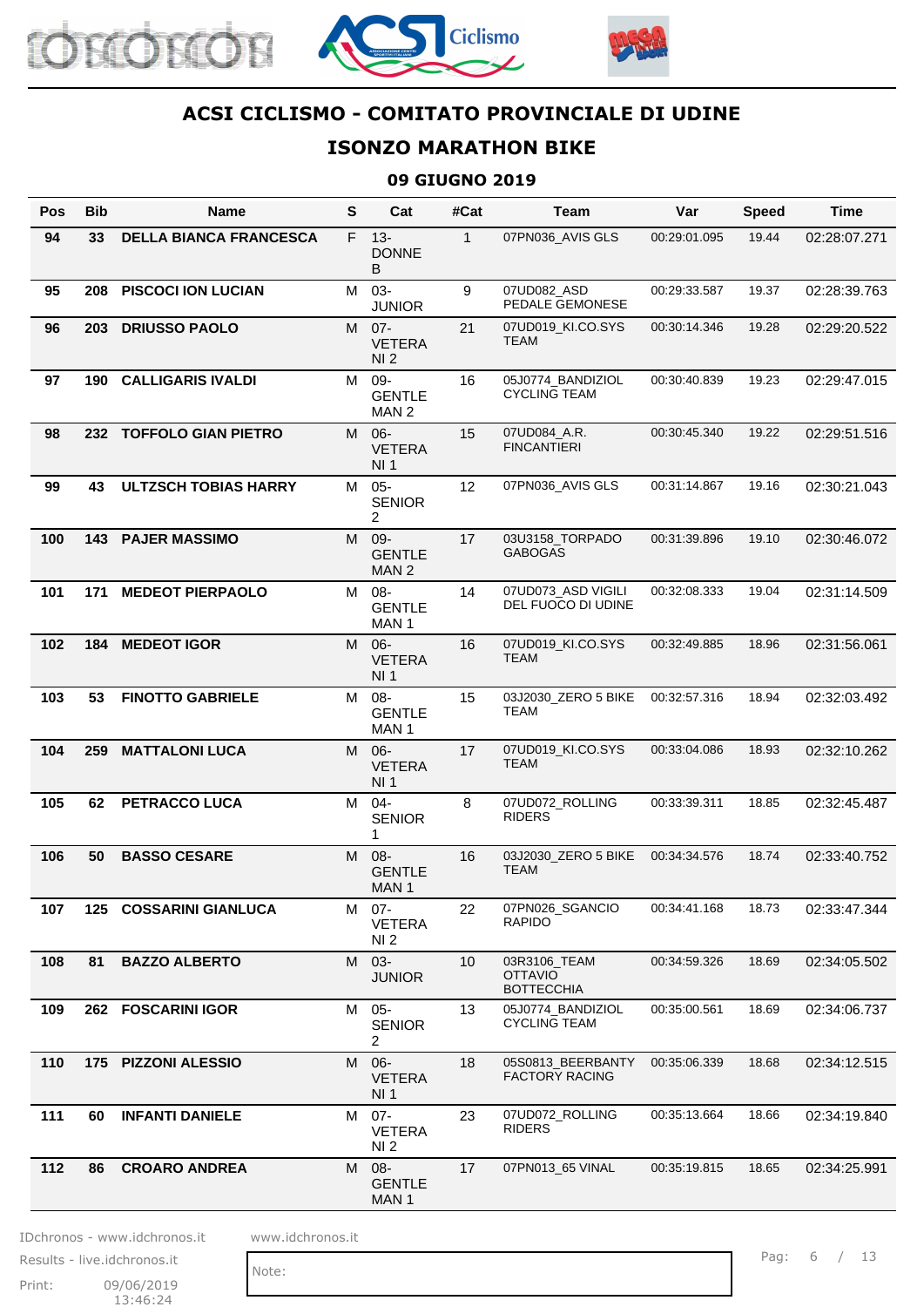# ACSI CICLISMO - COMITATO PROVINCIALE DI UDINE

## ISONZO MARATHON BIKE

### 09 GIUGNO 2019

| Pos | Bib | Name | S | Cat | #Cat | Team | Var | Speed | Time |
|---|---|---|---|---|---|---|---|---|---|
| 94 | 33 | DELLA BIANCA FRANCESCA | F | 13-DONNE B | 1 | 07PN036_AVIS GLS | 00:29:01.095 | 19.44 | 02:28:07.271 |
| 95 | 208 | PISCOCI ION LUCIAN | M | 03-JUNIOR | 9 | 07UD082_ASD PEDALE GEMONESE | 00:29:33.587 | 19.37 | 02:28:39.763 |
| 96 | 203 | DRIUSSO PAOLO | M | 07-VETERANI 2 | 21 | 07UD019_KI.CO.SYS TEAM | 00:30:14.346 | 19.28 | 02:29:20.522 |
| 97 | 190 | CALLIGARIS IVALDI | M | 09-GENTLEMAN 2 | 16 | 05J0774_BANDIZIOL CYCLING TEAM | 00:30:40.839 | 19.23 | 02:29:47.015 |
| 98 | 232 | TOFFOLO GIAN PIETRO | M | 06-VETERANI 1 | 15 | 07UD084_A.R. FINCANTIERI | 00:30:45.340 | 19.22 | 02:29:51.516 |
| 99 | 43 | ULTZSCH TOBIAS HARRY | M | 05-SENIOR 2 | 12 | 07PN036_AVIS GLS | 00:31:14.867 | 19.16 | 02:30:21.043 |
| 100 | 143 | PAJER MASSIMO | M | 09-GENTLEMAN 2 | 17 | 03U3158_TORPADO GABOGAS | 00:31:39.896 | 19.10 | 02:30:46.072 |
| 101 | 171 | MEDEOT PIERPAOLO | M | 08-GENTLEMAN 1 | 14 | 07UD073_ASD VIGILI DEL FUOCO DI UDINE | 00:32:08.333 | 19.04 | 02:31:14.509 |
| 102 | 184 | MEDEOT IGOR | M | 06-VETERANI 1 | 16 | 07UD019_KI.CO.SYS TEAM | 00:32:49.885 | 18.96 | 02:31:56.061 |
| 103 | 53 | FINOTTO GABRIELE | M | 08-GENTLEMAN 1 | 15 | 03J2030_ZERO 5 BIKE TEAM | 00:32:57.316 | 18.94 | 02:32:03.492 |
| 104 | 259 | MATTALONI LUCA | M | 06-VETERANI 1 | 17 | 07UD019_KI.CO.SYS TEAM | 00:33:04.086 | 18.93 | 02:32:10.262 |
| 105 | 62 | PETRACCO LUCA | M | 04-SENIOR 1 | 8 | 07UD072_ROLLING RIDERS | 00:33:39.311 | 18.85 | 02:32:45.487 |
| 106 | 50 | BASSO CESARE | M | 08-GENTLEMAN 1 | 16 | 03J2030_ZERO 5 BIKE TEAM | 00:34:34.576 | 18.74 | 02:33:40.752 |
| 107 | 125 | COSSARINI GIANLUCA | M | 07-VETERANI 2 | 22 | 07PN026_SGANCIO RAPIDO | 00:34:41.168 | 18.73 | 02:33:47.344 |
| 108 | 81 | BAZZO ALBERTO | M | 03-JUNIOR | 10 | 03R3106_TEAM OTTAVIO BOTTECCHIA | 00:34:59.326 | 18.69 | 02:34:05.502 |
| 109 | 262 | FOSCARINI IGOR | M | 05-SENIOR 2 | 13 | 05J0774_BANDIZIOL CYCLING TEAM | 00:35:00.561 | 18.69 | 02:34:06.737 |
| 110 | 175 | PIZZONI ALESSIO | M | 06-VETERANI 1 | 18 | 05S0813_BEERBANTY FACTORY RACING | 00:35:06.339 | 18.68 | 02:34:12.515 |
| 111 | 60 | INFANTI DANIELE | M | 07-VETERANI 2 | 23 | 07UD072_ROLLING RIDERS | 00:35:13.664 | 18.66 | 02:34:19.840 |
| 112 | 86 | CROARO ANDREA | M | 08-GENTLEMAN 1 | 17 | 07PN013_65 VINAL | 00:35:19.815 | 18.65 | 02:34:25.991 |

IDchronos - www.idchronos.it
Results - live.idchronos.it
Print: 09/06/2019 13:46:24

www.idchronos.it

Note: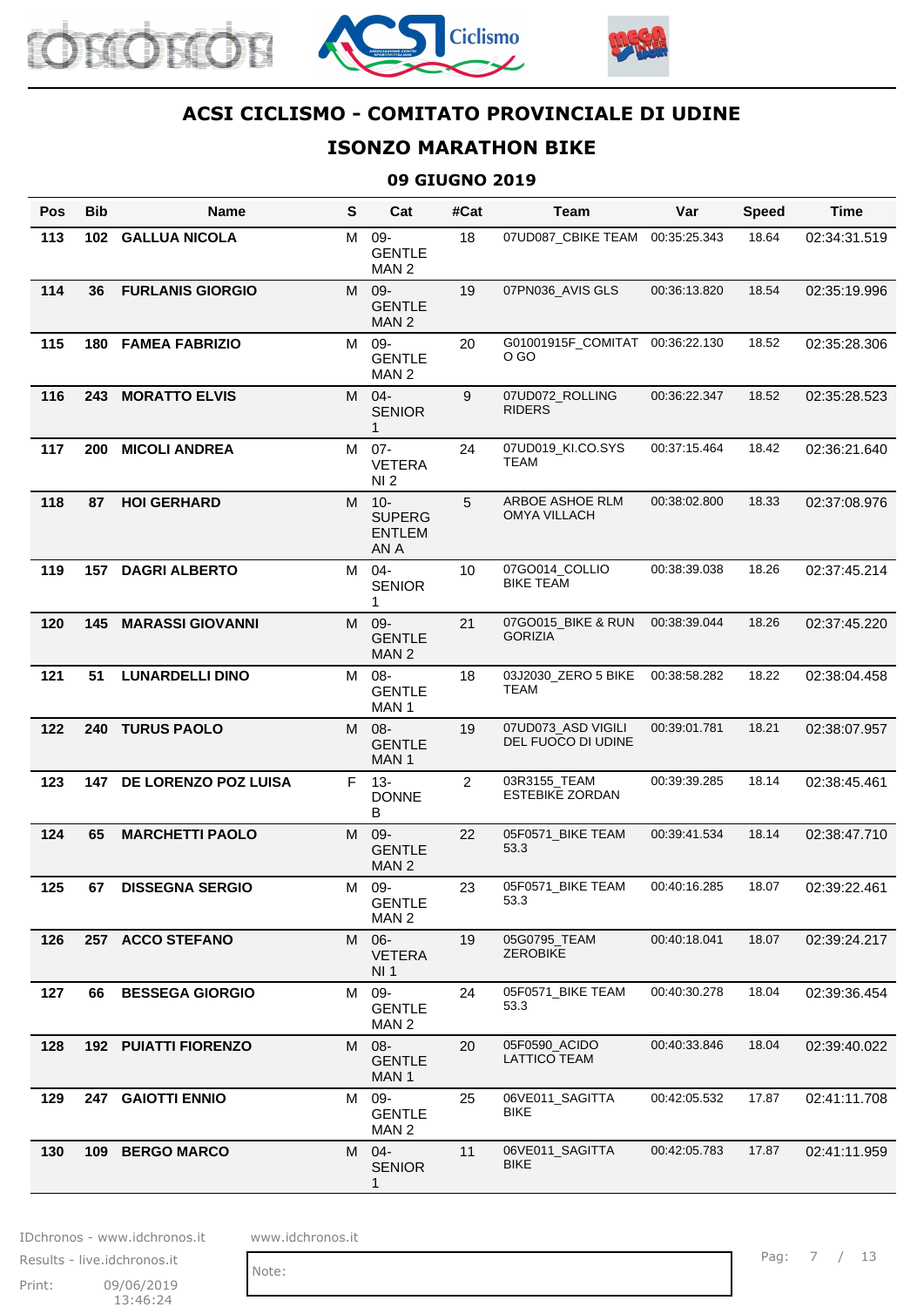# ACSI CICLISMO - COMITATO PROVINCIALE DI UDINE

## ISONZO MARATHON BIKE

### 09 GIUGNO 2019

| Pos | Bib | Name | S | Cat | #Cat | Team | Var | Speed | Time |
|---|---|---|---|---|---|---|---|---|---|
| 113 | 102 | GALLUA NICOLA | M | 09-GENTLEMAN 2 | 18 | 07UD087_CBIKE TEAM | 00:35:25.343 | 18.64 | 02:34:31.519 |
| 114 | 36 | FURLANIS GIORGIO | M | 09-GENTLEMAN 2 | 19 | 07PN036_AVIS GLS | 00:36:13.820 | 18.54 | 02:35:19.996 |
| 115 | 180 | FAMEA FABRIZIO | M | 09-GENTLEMAN 2 | 20 | G01001915F_COMITATO GO | 00:36:22.130 | 18.52 | 02:35:28.306 |
| 116 | 243 | MORATTO ELVIS | M | 04-SENIOR 1 | 9 | 07UD072_ROLLING RIDERS | 00:36:22.347 | 18.52 | 02:35:28.523 |
| 117 | 200 | MICOLI ANDREA | M | 07-VETERANI 2 | 24 | 07UD019_KI.CO.SYS TEAM | 00:37:15.464 | 18.42 | 02:36:21.640 |
| 118 | 87 | HOI GERHARD | M | 10-SUPERGENTLEMAN A | 5 | ARBOE ASHOE RLM OMYA VILLACH | 00:38:02.800 | 18.33 | 02:37:08.976 |
| 119 | 157 | DAGRI ALBERTO | M | 04-SENIOR 1 | 10 | 07GO014_COLLIO BIKE TEAM | 00:38:39.038 | 18.26 | 02:37:45.214 |
| 120 | 145 | MARASSI GIOVANNI | M | 09-GENTLEMAN 2 | 21 | 07GO015_BIKE & RUN GORIZIA | 00:38:39.044 | 18.26 | 02:37:45.220 |
| 121 | 51 | LUNARDELLI DINO | M | 08-GENTLEMAN 1 | 18 | 03J2030_ZERO 5 BIKE TEAM | 00:38:58.282 | 18.22 | 02:38:04.458 |
| 122 | 240 | TURUS PAOLO | M | 08-GENTLEMAN 1 | 19 | 07UD073_ASD VIGILI DEL FUOCO DI UDINE | 00:39:01.781 | 18.21 | 02:38:07.957 |
| 123 | 147 | DE LORENZO POZ LUISA | F | 13-DONNE B | 2 | 03R3155_TEAM ESTEBIKE ZORDAN | 00:39:39.285 | 18.14 | 02:38:45.461 |
| 124 | 65 | MARCHETTI PAOLO | M | 09-GENTLEMAN 2 | 22 | 05F0571_BIKE TEAM 53.3 | 00:39:41.534 | 18.14 | 02:38:47.710 |
| 125 | 67 | DISSEGNA SERGIO | M | 09-GENTLEMAN 2 | 23 | 05F0571_BIKE TEAM 53.3 | 00:40:16.285 | 18.07 | 02:39:22.461 |
| 126 | 257 | ACCO STEFANO | M | 06-VETERANI 1 | 19 | 05G0795_TEAM ZEROBIKE | 00:40:18.041 | 18.07 | 02:39:24.217 |
| 127 | 66 | BESSEGA GIORGIO | M | 09-GENTLEMAN 2 | 24 | 05F0571_BIKE TEAM 53.3 | 00:40:30.278 | 18.04 | 02:39:36.454 |
| 128 | 192 | PUIATTI FIORENZO | M | 08-GENTLEMAN 1 | 20 | 05F0590_ACIDO LATTICO TEAM | 00:40:33.846 | 18.04 | 02:39:40.022 |
| 129 | 247 | GAIOTTI ENNIO | M | 09-GENTLEMAN 2 | 25 | 06VE011_SAGITTA BIKE | 00:42:05.532 | 17.87 | 02:41:11.708 |
| 130 | 109 | BERGO MARCO | M | 04-SENIOR 1 | 11 | 06VE011_SAGITTA BIKE | 00:42:05.783 | 17.87 | 02:41:11.959 |

IDchronos - www.idchronos.it
Results - live.idchronos.it
Print: 09/06/2019 13:46:24

www.idchronos.it

Note: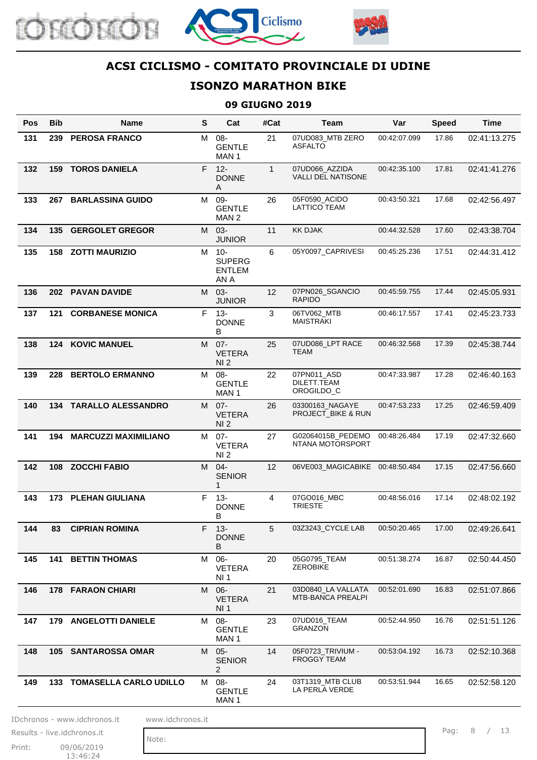# ACSI CICLISMO - COMITATO PROVINCIALE DI UDINE

## ISONZO MARATHON BIKE

### 09 GIUGNO 2019

| Pos | Bib | Name | S | Cat | #Cat | Team | Var | Speed | Time |
|---|---|---|---|---|---|---|---|---|---|
| 131 | 239 | PEROSA FRANCO | M | 08-GENTLEMAN 1 | 21 | 07UD083_MTB ZERO ASFALTO | 00:42:07.099 | 17.86 | 02:41:13.275 |
| 132 | 159 | TOROS DANIELA | F | 12-DONNE A | 1 | 07UD066_AZZIDA VALLI DEL NATISONE | 00:42:35.100 | 17.81 | 02:41:41.276 |
| 133 | 267 | BARLASSINA GUIDO | M | 09-GENTLEMAN 2 | 26 | 05F0590_ACIDO LATTICO TEAM | 00:43:50.321 | 17.68 | 02:42:56.497 |
| 134 | 135 | GERGOLET GREGOR | M | 03-JUNIOR | 11 | KK DJAK | 00:44:32.528 | 17.60 | 02:43:38.704 |
| 135 | 158 | ZOTTI MAURIZIO | M | 10-SUPERGENTLEMAN A | 6 | 05Y0097_CAPRIVESI | 00:45:25.236 | 17.51 | 02:44:31.412 |
| 136 | 202 | PAVAN DAVIDE | M | 03-JUNIOR | 12 | 07PN026_SGANCIO RAPIDO | 00:45:59.755 | 17.44 | 02:45:05.931 |
| 137 | 121 | CORBANESE MONICA | F | 13-DONNE B | 3 | 06TV062_MTB MAISTRAKI | 00:46:17.557 | 17.41 | 02:45:23.733 |
| 138 | 124 | KOVIC MANUEL | M | 07-VETERANI 2 | 25 | 07UD086_LPT RACE TEAM | 00:46:32.568 | 17.39 | 02:45:38.744 |
| 139 | 228 | BERTOLO ERMANNO | M | 08-GENTLEMAN 1 | 22 | 07PN011_ASD DILETT.TEAM OROGILDO_C | 00:47:33.987 | 17.28 | 02:46:40.163 |
| 140 | 134 | TARALLO ALESSANDRO | M | 07-VETERANI 2 | 26 | 03300163_NAGAYE PROJECT_BIKE & RUN | 00:47:53.233 | 17.25 | 02:46:59.409 |
| 141 | 194 | MARCUZZI MAXIMILIANO | M | 07-VETERANI 2 | 27 | G02064015B_PEDEMONTANA MOTORSPORT | 00:48:26.484 | 17.19 | 02:47:32.660 |
| 142 | 108 | ZOCCHI FABIO | M | 04-SENIOR 1 | 12 | 06VE003_MAGICABIKE | 00:48:50.484 | 17.15 | 02:47:56.660 |
| 143 | 173 | PLEHAN GIULIANA | F | 13-DONNE B | 4 | 07GO016_MBC TRIESTE | 00:48:56.016 | 17.14 | 02:48:02.192 |
| 144 | 83 | CIPRIAN ROMINA | F | 13-DONNE B | 5 | 03Z3243_CYCLE LAB | 00:50:20.465 | 17.00 | 02:49:26.641 |
| 145 | 141 | BETTIN THOMAS | M | 06-VETERANI 1 | 20 | 05G0795_TEAM ZEROBIKE | 00:51:38.274 | 16.87 | 02:50:44.450 |
| 146 | 178 | FARAON CHIARI | M | 06-VETERANI 1 | 21 | 03D0840_LA VALLATA MTB-BANCA PREALPI | 00:52:01.690 | 16.83 | 02:51:07.866 |
| 147 | 179 | ANGELOTTI DANIELE | M | 08-GENTLEMAN 1 | 23 | 07UD016_TEAM GRANZON | 00:52:44.950 | 16.76 | 02:51:51.126 |
| 148 | 105 | SANTAROSSA OMAR | M | 05-SENIOR 2 | 14 | 05F0723_TRIVIUM - FROGGY TEAM | 00:53:04.192 | 16.73 | 02:52:10.368 |
| 149 | 133 | TOMASELLA CARLO UDILLO | M | 08-GENTLEMAN 1 | 24 | 03T1319_MTB CLUB LA PERLA VERDE | 00:53:51.944 | 16.65 | 02:52:58.120 |

IDchronos - www.idchronos.it www.idchronos.it

Results - live.idchronos.it

Print: 09/06/2019 13:46:24

Note: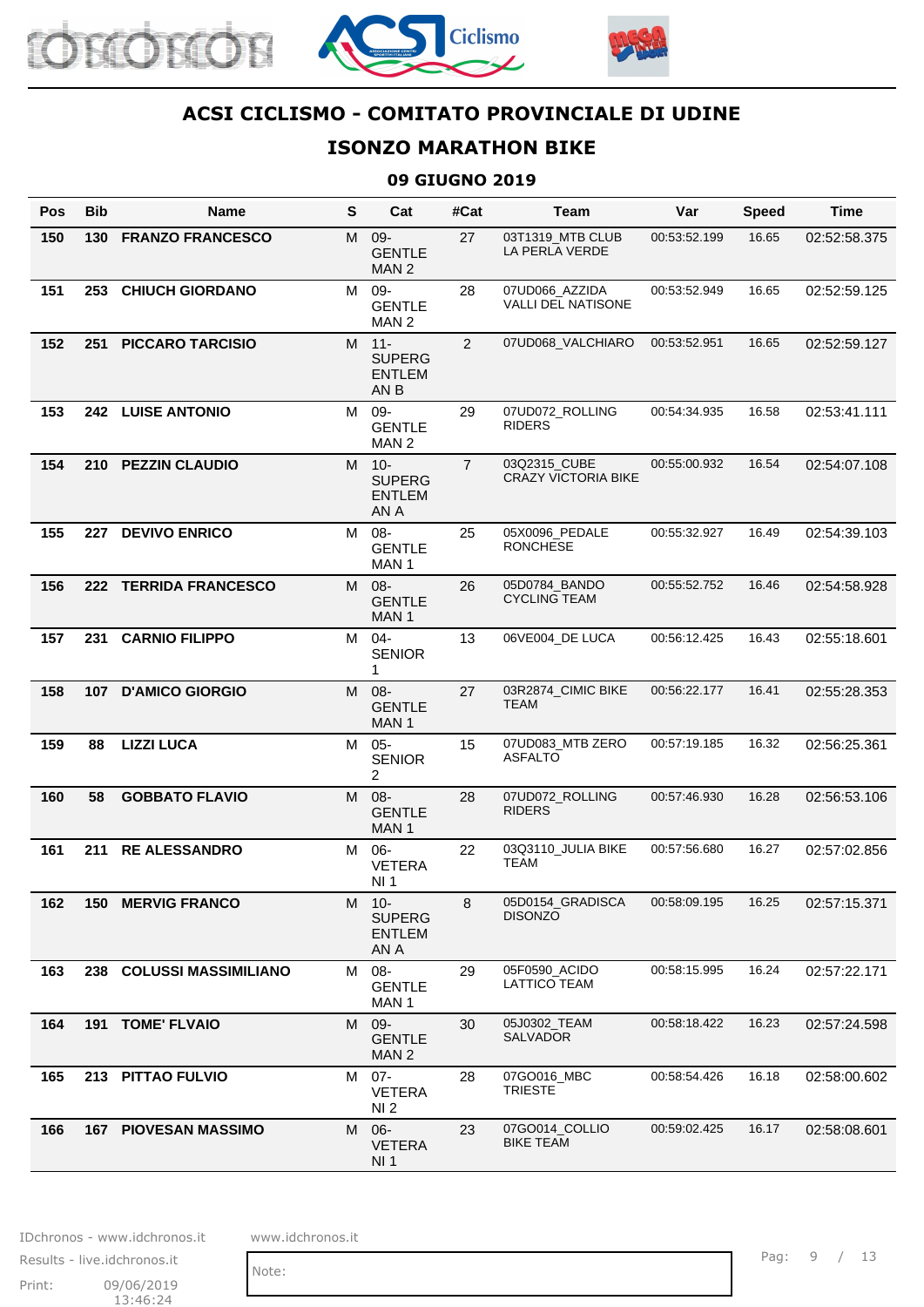# ACSI CICLISMO - COMITATO PROVINCIALE DI UDINE

## ISONZO MARATHON BIKE

### 09 GIUGNO 2019

| Pos | Bib | Name | S | Cat | #Cat | Team | Var | Speed | Time |
|---|---|---|---|---|---|---|---|---|---|
| 150 | 130 | FRANZO FRANCESCO | M | 09-GENTLEMAN 2 | 27 | 03T1319_MTB CLUB LA PERLA VERDE | 00:53:52.199 | 16.65 | 02:52:58.375 |
| 151 | 253 | CHIUCH GIORDANO | M | 09-GENTLEMAN 2 | 28 | 07UD066_AZZIDA VALLI DEL NATISONE | 00:53:52.949 | 16.65 | 02:52:59.125 |
| 152 | 251 | PICCARO TARCISIO | M | 11-SUPERGENTLEMAN B | 2 | 07UD068_VALCHIARO | 00:53:52.951 | 16.65 | 02:52:59.127 |
| 153 | 242 | LUISE ANTONIO | M | 09-GENTLEMAN 2 | 29 | 07UD072_ROLLING RIDERS | 00:54:34.935 | 16.58 | 02:53:41.111 |
| 154 | 210 | PEZZIN CLAUDIO | M | 10-SUPERGENTLEMAN A | 7 | 03Q2315_CUBE CRAZY VICTORIA BIKE | 00:55:00.932 | 16.54 | 02:54:07.108 |
| 155 | 227 | DEVIVO ENRICO | M | 08-GENTLEMAN 1 | 25 | 05X0096_PEDALE RONCHESE | 00:55:32.927 | 16.49 | 02:54:39.103 |
| 156 | 222 | TERRIDA FRANCESCO | M | 08-GENTLEMAN 1 | 26 | 05D0784_BANDO CYCLING TEAM | 00:55:52.752 | 16.46 | 02:54:58.928 |
| 157 | 231 | CARNIO FILIPPO | M | 04-SENIOR 1 | 13 | 06VE004_DE LUCA | 00:56:12.425 | 16.43 | 02:55:18.601 |
| 158 | 107 | D'AMICO GIORGIO | M | 08-GENTLEMAN 1 | 27 | 03R2874_CIMIC BIKE TEAM | 00:56:22.177 | 16.41 | 02:55:28.353 |
| 159 | 88 | LIZZI LUCA | M | 05-SENIOR 2 | 15 | 07UD083_MTB ZERO ASFALTO | 00:57:19.185 | 16.32 | 02:56:25.361 |
| 160 | 58 | GOBBATO FLAVIO | M | 08-GENTLEMAN 1 | 28 | 07UD072_ROLLING RIDERS | 00:57:46.930 | 16.28 | 02:56:53.106 |
| 161 | 211 | RE ALESSANDRO | M | 06-VETERANI 1 | 22 | 03Q3110_JULIA BIKE TEAM | 00:57:56.680 | 16.27 | 02:57:02.856 |
| 162 | 150 | MERVIG FRANCO | M | 10-SUPERGENTLEMAN A | 8 | 05D0154_GRADISCA DISONZO | 00:58:09.195 | 16.25 | 02:57:15.371 |
| 163 | 238 | COLUSSI MASSIMILIANO | M | 08-GENTLEMAN 1 | 29 | 05F0590_ACIDO LATTICO TEAM | 00:58:15.995 | 16.24 | 02:57:22.171 |
| 164 | 191 | TOME' FLVAIO | M | 09-GENTLEMAN 2 | 30 | 05J0302_TEAM SALVADOR | 00:58:18.422 | 16.23 | 02:57:24.598 |
| 165 | 213 | PITTAO FULVIO | M | 07-VETERANI 2 | 28 | 07GO016_MBC TRIESTE | 00:58:54.426 | 16.18 | 02:58:00.602 |
| 166 | 167 | PIOVESAN MASSIMO | M | 06-VETERANI 1 | 23 | 07GO014_COLLIO BIKE TEAM | 00:59:02.425 | 16.17 | 02:58:08.601 |

IDchronos - www.idchronos.it www.idchronos.it
Results - live.idchronos.it
Print: 09/06/2019 13:46:24

Note: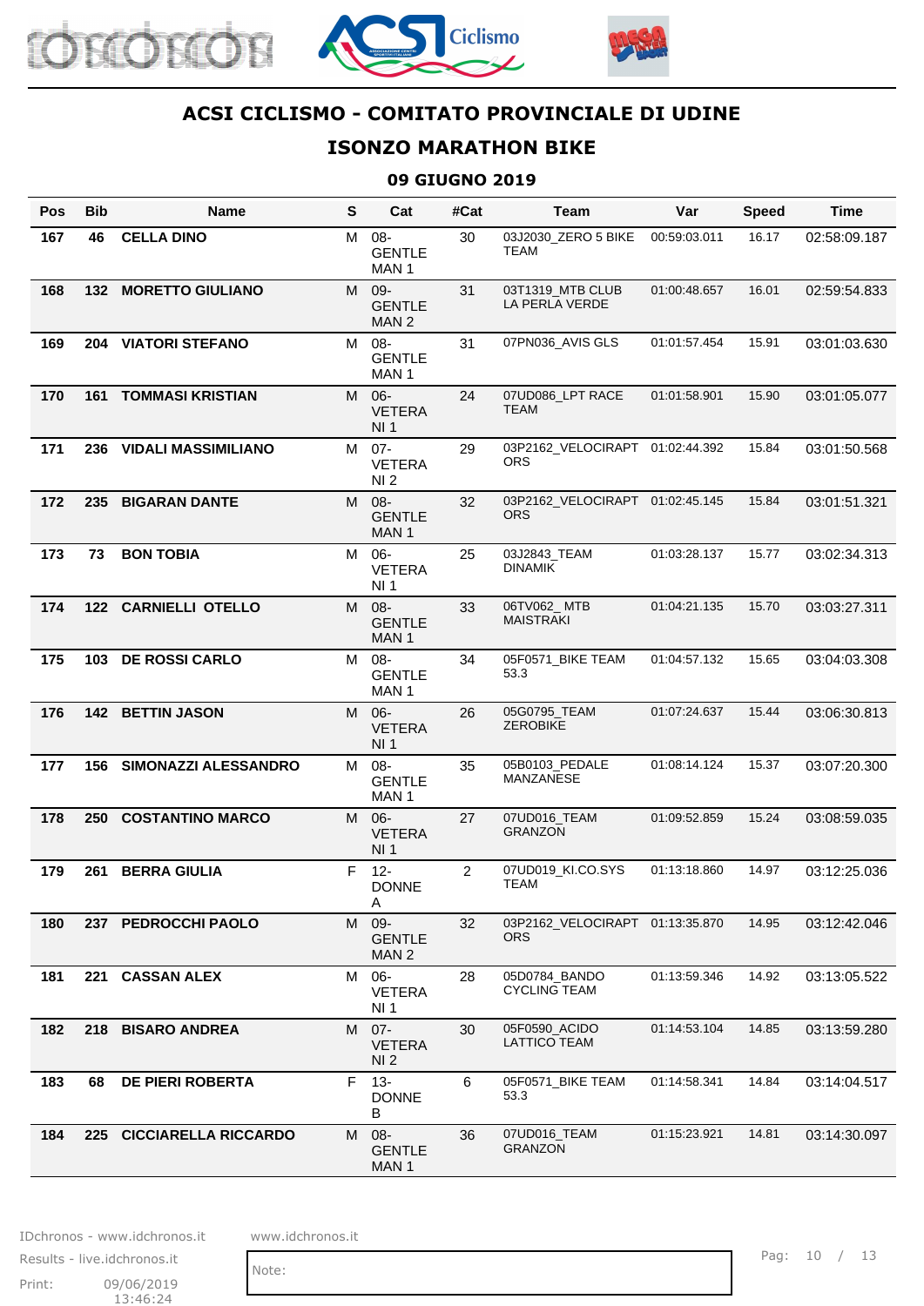# ACSI CICLISMO - COMITATO PROVINCIALE DI UDINE

## ISONZO MARATHON BIKE

### 09 GIUGNO 2019

| Pos | Bib | Name | S | Cat | #Cat | Team | Var | Speed | Time |
|---|---|---|---|---|---|---|---|---|---|
| 167 | 46 | CELLA DINO | M | 08-GENTLEMAN 1 | 30 | 03J2030_ZERO 5 BIKE TEAM | 00:59:03.011 | 16.17 | 02:58:09.187 |
| 168 | 132 | MORETTO GIULIANO | M | 09-GENTLEMAN 2 | 31 | 03T1319_MTB CLUB LA PERLA VERDE | 01:00:48.657 | 16.01 | 02:59:54.833 |
| 169 | 204 | VIATORI STEFANO | M | 08-GENTLEMAN 1 | 31 | 07PN036_AVIS GLS | 01:01:57.454 | 15.91 | 03:01:03.630 |
| 170 | 161 | TOMMASI KRISTIAN | M | 06-VETERANI 1 | 24 | 07UD086_LPT RACE TEAM | 01:01:58.901 | 15.90 | 03:01:05.077 |
| 171 | 236 | VIDALI MASSIMILIANO | M | 07-VETERANI 2 | 29 | 03P2162_VELOCIRAPTORS | 01:02:44.392 | 15.84 | 03:01:50.568 |
| 172 | 235 | BIGARAN DANTE | M | 08-GENTLEMAN 1 | 32 | 03P2162_VELOCIRAPTORS | 01:02:45.145 | 15.84 | 03:01:51.321 |
| 173 | 73 | BON TOBIA | M | 06-VETERANI 1 | 25 | 03J2843_TEAM DINAMIK | 01:03:28.137 | 15.77 | 03:02:34.313 |
| 174 | 122 | CARNIELLI OTELLO | M | 08-GENTLEMAN 1 | 33 | 06TV062_MTB MAISTRAKI | 01:04:21.135 | 15.70 | 03:03:27.311 |
| 175 | 103 | DE ROSSI CARLO | M | 08-GENTLEMAN 1 | 34 | 05F0571_BIKE TEAM 53.3 | 01:04:57.132 | 15.65 | 03:04:03.308 |
| 176 | 142 | BETTIN JASON | M | 06-VETERANI 1 | 26 | 05G0795_TEAM ZEROBIKE | 01:07:24.637 | 15.44 | 03:06:30.813 |
| 177 | 156 | SIMONAZZI ALESSANDRO | M | 08-GENTLEMAN 1 | 35 | 05B0103_PEDALE MANZANESE | 01:08:14.124 | 15.37 | 03:07:20.300 |
| 178 | 250 | COSTANTINO MARCO | M | 06-VETERANI 1 | 27 | 07UD016_TEAM GRANZON | 01:09:52.859 | 15.24 | 03:08:59.035 |
| 179 | 261 | BERRA GIULIA | F | 12-DONNE A | 2 | 07UD019_KI.CO.SYS TEAM | 01:13:18.860 | 14.97 | 03:12:25.036 |
| 180 | 237 | PEDROCCHI PAOLO | M | 09-GENTLEMAN 2 | 32 | 03P2162_VELOCIRAPTORS | 01:13:35.870 | 14.95 | 03:12:42.046 |
| 181 | 221 | CASSAN ALEX | M | 06-VETERANI 1 | 28 | 05D0784_BANDO CYCLING TEAM | 01:13:59.346 | 14.92 | 03:13:05.522 |
| 182 | 218 | BISARO ANDREA | M | 07-VETERANI 2 | 30 | 05F0590_ACIDO LATTICO TEAM | 01:14:53.104 | 14.85 | 03:13:59.280 |
| 183 | 68 | DE PIERI ROBERTA | F | 13-DONNE B | 6 | 05F0571_BIKE TEAM 53.3 | 01:14:58.341 | 14.84 | 03:14:04.517 |
| 184 | 225 | CICCIARELLA RICCARDO | M | 08-GENTLEMAN 1 | 36 | 07UD016_TEAM GRANZON | 01:15:23.921 | 14.81 | 03:14:30.097 |

IDchronos - www.idchronos.it www.idchronos.it

Results - live.idchronos.it

Print: 09/06/2019 13:46:24

Note: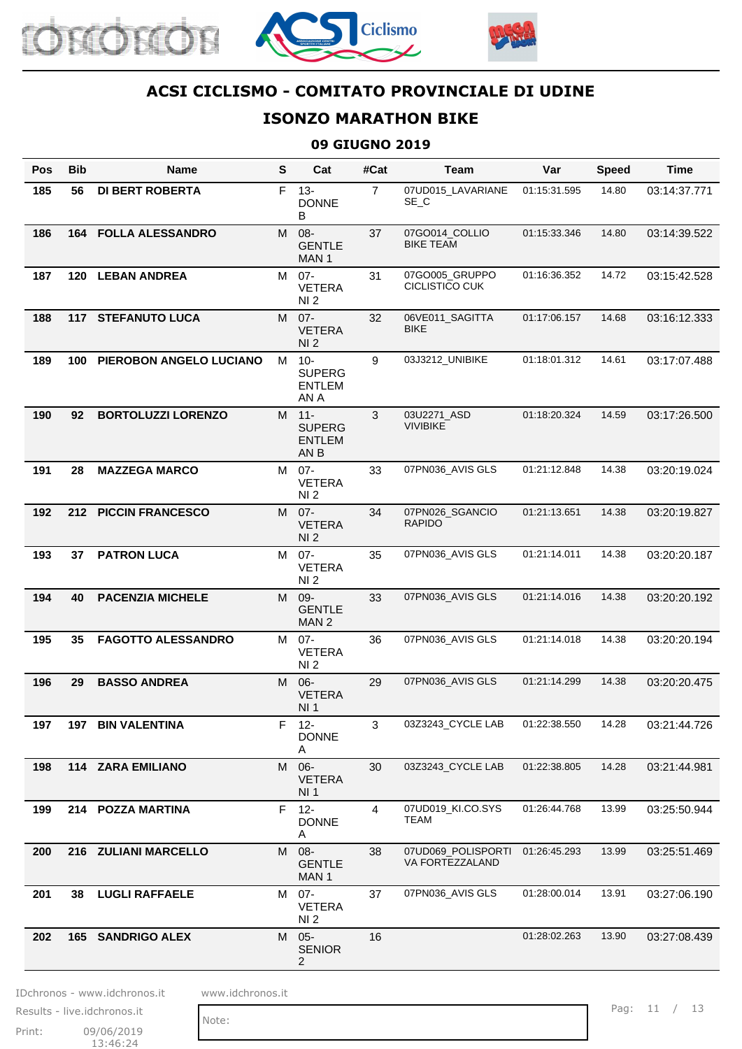# ACSI CICLISMO - COMITATO PROVINCIALE DI UDINE

## ISONZO MARATHON BIKE

### 09 GIUGNO 2019

| Pos | Bib | Name | S | Cat | #Cat | Team | Var | Speed | Time |
|---|---|---|---|---|---|---|---|---|---|
| **185** | **56** | **DI BERT ROBERTA** | F | 13-DONNE B | 7 | 07UD015_LAVARIANESE_C | 01:15:31.595 | 14.80 | 03:14:37.771 |
| **186** | **164** | **FOLLA ALESSANDRO** | M | 08-GENTLEMAN 1 | 37 | 07GO014_COLLIO BIKE TEAM | 01:15:33.346 | 14.80 | 03:14:39.522 |
| **187** | **120** | **LEBAN ANDREA** | M | 07-VETERANI 2 | 31 | 07GO005_GRUPPO CICLISTICO CUK | 01:16:36.352 | 14.72 | 03:15:42.528 |
| **188** | **117** | **STEFANUTO LUCA** | M | 07-VETERANI 2 | 32 | 06VE011_SAGITTA BIKE | 01:17:06.157 | 14.68 | 03:16:12.333 |
| **189** | **100** | **PIEROBON ANGELO LUCIANO** | M | 10-SUPERGENTLEMAN A | 9 | 03J3212_UNIBIKE | 01:18:01.312 | 14.61 | 03:17:07.488 |
| **190** | **92** | **BORTOLUZZI LORENZO** | M | 11-SUPERGENTLEMAN B | 3 | 03U2271_ASD VIVIBIKE | 01:18:20.324 | 14.59 | 03:17:26.500 |
| **191** | **28** | **MAZZEGA MARCO** | M | 07-VETERANI 2 | 33 | 07PN036_AVIS GLS | 01:21:12.848 | 14.38 | 03:20:19.024 |
| **192** | **212** | **PICCIN FRANCESCO** | M | 07-VETERANI 2 | 34 | 07PN026_SGANCIO RAPIDO | 01:21:13.651 | 14.38 | 03:20:19.827 |
| **193** | **37** | **PATRON LUCA** | M | 07-VETERANI 2 | 35 | 07PN036_AVIS GLS | 01:21:14.011 | 14.38 | 03:20:20.187 |
| **194** | **40** | **PACENZIA MICHELE** | M | 09-GENTLEMAN 2 | 33 | 07PN036_AVIS GLS | 01:21:14.016 | 14.38 | 03:20:20.192 |
| **195** | **35** | **FAGOTTO ALESSANDRO** | M | 07-VETERANI 2 | 36 | 07PN036_AVIS GLS | 01:21:14.018 | 14.38 | 03:20:20.194 |
| **196** | **29** | **BASSO ANDREA** | M | 06-VETERANI 1 | 29 | 07PN036_AVIS GLS | 01:21:14.299 | 14.38 | 03:20:20.475 |
| **197** | **197** | **BIN VALENTINA** | F | 12-DONNE A | 3 | 03Z3243_CYCLE LAB | 01:22:38.550 | 14.28 | 03:21:44.726 |
| **198** | **114** | **ZARA EMILIANO** | M | 06-VETERANI 1 | 30 | 03Z3243_CYCLE LAB | 01:22:38.805 | 14.28 | 03:21:44.981 |
| **199** | **214** | **POZZA MARTINA** | F | 12-DONNE A | 4 | 07UD019_KI.CO.SYS TEAM | 01:26:44.768 | 13.99 | 03:25:50.944 |
| **200** | **216** | **ZULIANI MARCELLO** | M | 08-GENTLEMAN 1 | 38 | 07UD069_POLISPORTIVA FORTEZZALAND | 01:26:45.293 | 13.99 | 03:25:51.469 |
| **201** | **38** | **LUGLI RAFFAELE** | M | 07-VETERANI 2 | 37 | 07PN036_AVIS GLS | 01:28:00.014 | 13.91 | 03:27:06.190 |
| **202** | **165** | **SANDRIGO ALEX** | M | 05-SENIOR 2 | 16 | | 01:28:02.263 | 13.90 | 03:27:08.439 |

IDchronos - www.idchronos.it
Results - live.idchronos.it
Print: 09/06/2019 13:46:24

www.idchronos.it

Note: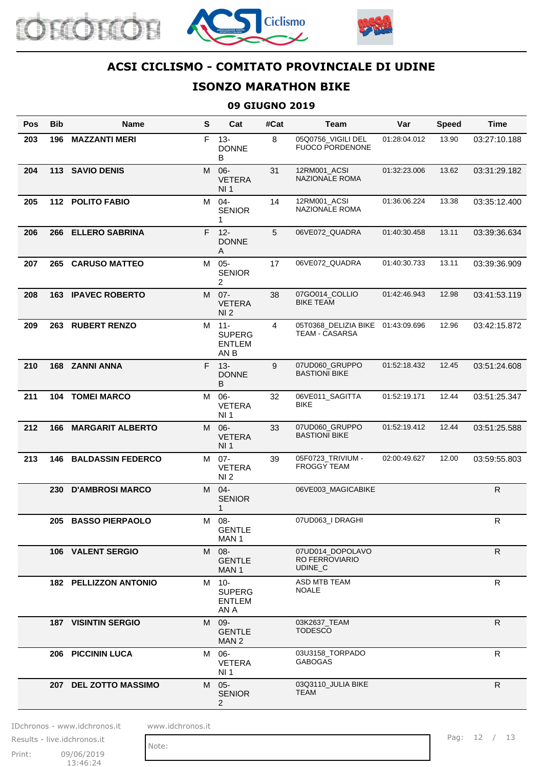# ACSI CICLISMO - COMITATO PROVINCIALE DI UDINE

## ISONZO MARATHON BIKE

### 09 GIUGNO 2019

| Pos | Bib | Name | S | Cat | #Cat | Team | Var | Speed | Time |
|---|---|---|---|---|---|---|---|---|---|
| 203 | 196 | MAZZANTI MERI | F | 13-DONNE B | 8 | 05Q0756_VIGILI DEL FUOCO PORDENONE | 01:28:04.012 | 13.90 | 03:27:10.188 |
| 204 | 113 | SAVIO DENIS | M | 06-VETERANI 1 | 31 | 12RM001_ACSI NAZIONALE ROMA | 01:32:23.006 | 13.62 | 03:31:29.182 |
| 205 | 112 | POLITO FABIO | M | 04-SENIOR 1 | 14 | 12RM001_ACSI NAZIONALE ROMA | 01:36:06.224 | 13.38 | 03:35:12.400 |
| 206 | 266 | ELLERO SABRINA | F | 12-DONNE A | 5 | 06VE072_QUADRA | 01:40:30.458 | 13.11 | 03:39:36.634 |
| 207 | 265 | CARUSO MATTEO | M | 05-SENIOR 2 | 17 | 06VE072_QUADRA | 01:40:30.733 | 13.11 | 03:39:36.909 |
| 208 | 163 | IPAVEC ROBERTO | M | 07-VETERANI 2 | 38 | 07GO014_COLLIO BIKE TEAM | 01:42:46.943 | 12.98 | 03:41:53.119 |
| 209 | 263 | RUBERT RENZO | M | 11-SUPERGENTLEMAN B | 4 | 05T0368_DELIZIA BIKE TEAM - CASARSA | 01:43:09.696 | 12.96 | 03:42:15.872 |
| 210 | 168 | ZANNI ANNA | F | 13-DONNE B | 9 | 07UD060_GRUPPO BASTIONI BIKE | 01:52:18.432 | 12.45 | 03:51:24.608 |
| 211 | 104 | TOMEI MARCO | M | 06-VETERANI 1 | 32 | 06VE011_SAGITTA BIKE | 01:52:19.171 | 12.44 | 03:51:25.347 |
| 212 | 166 | MARGARIT ALBERTO | M | 06-VETERANI 1 | 33 | 07UD060_GRUPPO BASTIONI BIKE | 01:52:19.412 | 12.44 | 03:51:25.588 |
| 213 | 146 | BALDASSIN FEDERCO | M | 07-VETERANI 2 | 39 | 05F0723_TRIVIUM - FROGGY TEAM | 02:00:49.627 | 12.00 | 03:59:55.803 |
| | 230 | D'AMBROSI MARCO | M | 04-SENIOR 1 | | 06VE003_MAGICABIKE | | | R |
| | 205 | BASSO PIERPAOLO | M | 08-GENTLEMAN 1 | | 07UD063_I DRAGHI | | | R |
| | 106 | VALENT SERGIO | M | 08-GENTLEMAN 1 | | 07UD014_DOPOLAVORO FERROVIARIO UDINE_C | | | R |
| | 182 | PELLIZZON ANTONIO | M | 10-SUPERGENTLEMAN A | | ASD MTB TEAM NOALE | | | R |
| | 187 | VISINTIN SERGIO | M | 09-GENTLEMAN 2 | | 03K2637_TEAM TODESCO | | | R |
| | 206 | PICCININ LUCA | M | 06-VETERANI 1 | | 03U3158_TORPADO GABOGAS | | | R |
| | 207 | DEL ZOTTO MASSIMO | M | 05-SENIOR 2 | | 03Q3110_JULIA BIKE TEAM | | | R |

IDchronos - www.idchronos.it    www.idchronos.it
Results - live.idchronos.it
Print: 09/06/2019 13:46:24

Note: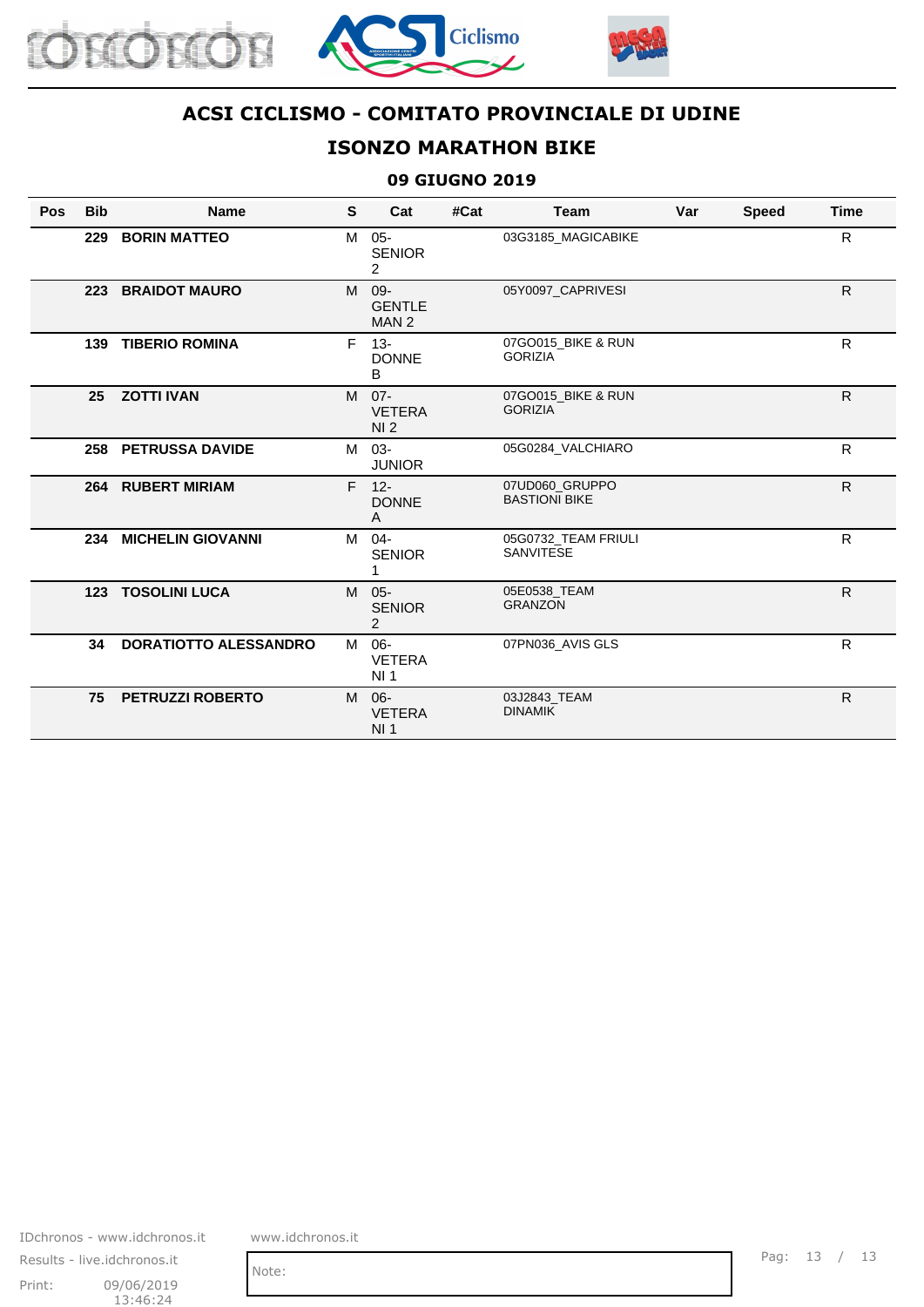## ACSI CICLISMO - COMITATO PROVINCIALE DI UDINE

## ISONZO MARATHON BIKE

### 09 GIUGNO 2019

| Pos | Bib | Name | S | Cat | #Cat | Team | Var | Speed | Time |
|---|---|---|---|---|---|---|---|---|---|
| | 229 | **BORIN MATTEO** | M | 05-SENIOR 2 | | 03G3185_MAGICABIKE | | | R |
| | 223 | **BRAIDOT MAURO** | M | 09-GENTLEMAN 2 | | 05Y0097_CAPRIVESI | | | R |
| | 139 | **TIBERIO ROMINA** | F | 13-DONNE B | | 07GO015_BIKE & RUN GORIZIA | | | R |
| | 25 | **ZOTTI IVAN** | M | 07-VETERANI 2 | | 07GO015_BIKE & RUN GORIZIA | | | R |
| | 258 | **PETRUSSA DAVIDE** | M | 03-JUNIOR | | 05G0284_VALCHIARO | | | R |
| | 264 | **RUBERT MIRIAM** | F | 12-DONNE A | | 07UD060_GRUPPO BASTIONI BIKE | | | R |
| | 234 | **MICHELIN GIOVANNI** | M | 04-SENIOR 1 | | 05G0732_TEAM FRIULI SANVITESE | | | R |
| | 123 | **TOSOLINI LUCA** | M | 05-SENIOR 2 | | 05E0538_TEAM GRANZON | | | R |
| | 34 | **DORATIOTTO ALESSANDRO** | M | 06-VETERANI 1 | | 07PN036_AVIS GLS | | | R |
| | 75 | **PETRUZZI ROBERTO** | M | 06-VETERANI 1 | | 03J2843_TEAM DINAMIK | | | R |

IDchronos - www.idchronos.it

Results - live.idchronos.it

Print: 09/06/2019 13:46:24

www.idchronos.it

Note: